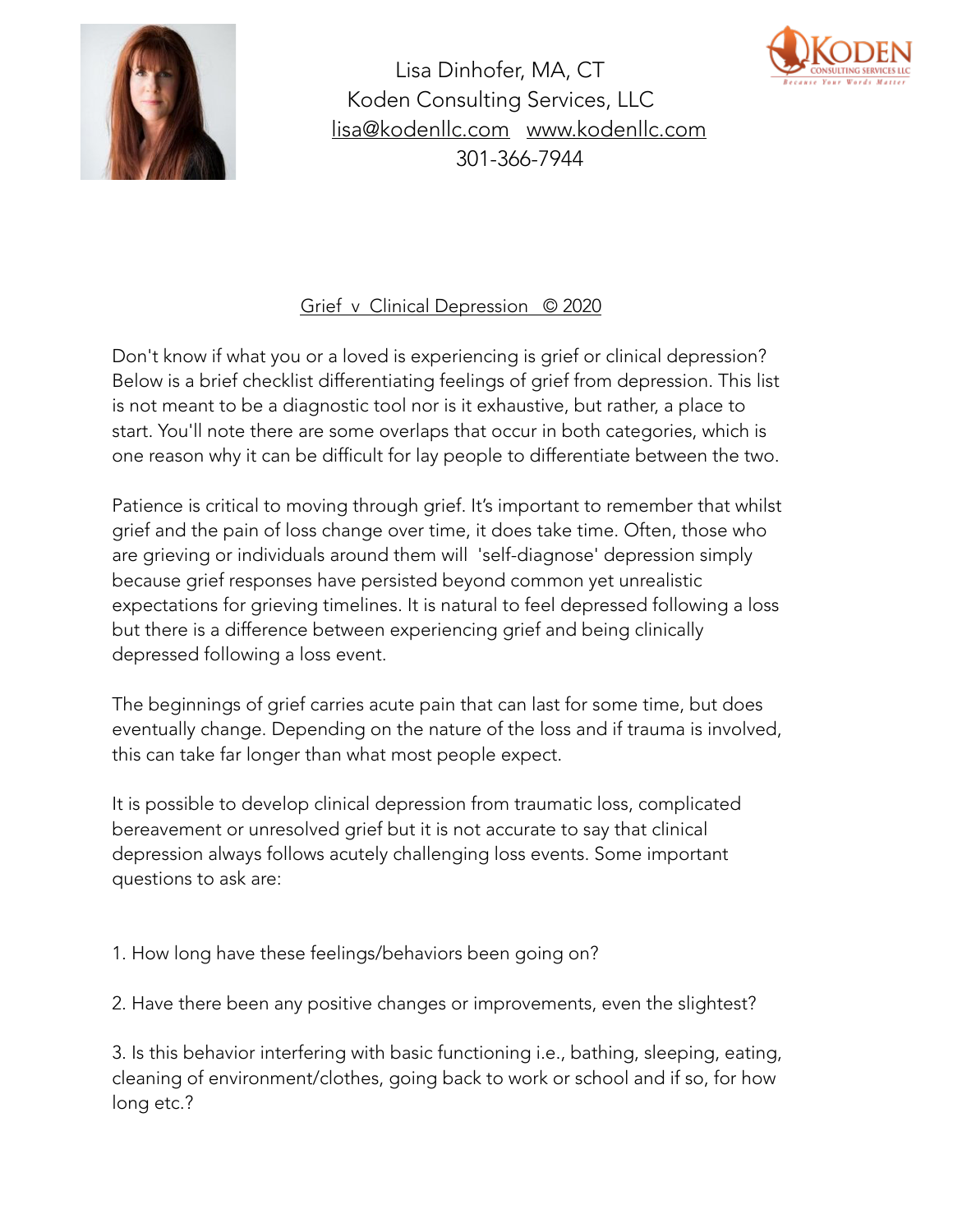Lisa Dinhofer, MA, CT
Koden Consulting Services, LLC
lisa@kodenllc.com   www.kodenllc.com
301-366-7944

## Grief v Clinical Depression © 2020

Don't know if what you or a loved is experiencing is grief or clinical depression? Below is a brief checklist differentiating feelings of grief from depression. This list is not meant to be a diagnostic tool nor is it exhaustive, but rather, a place to start. You'll note there are some overlaps that occur in both categories, which is one reason why it can be difficult for lay people to differentiate between the two.

Patience is critical to moving through grief. It's important to remember that whilst grief and the pain of loss change over time, it does take time. Often, those who are grieving or individuals around them will 'self-diagnose' depression simply because grief responses have persisted beyond common yet unrealistic expectations for grieving timelines. It is natural to feel depressed following a loss but there is a difference between experiencing grief and being clinically depressed following a loss event.

The beginnings of grief carries acute pain that can last for some time, but does eventually change. Depending on the nature of the loss and if trauma is involved, this can take far longer than what most people expect.

It is possible to develop clinical depression from traumatic loss, complicated bereavement or unresolved grief but it is not accurate to say that clinical depression always follows acutely challenging loss events. Some important questions to ask are:

1. How long have these feelings/behaviors been going on?

2. Have there been any positive changes or improvements, even the slightest?

3. Is this behavior interfering with basic functioning i.e., bathing, sleeping, eating, cleaning of environment/clothes, going back to work or school and if so, for how long etc.?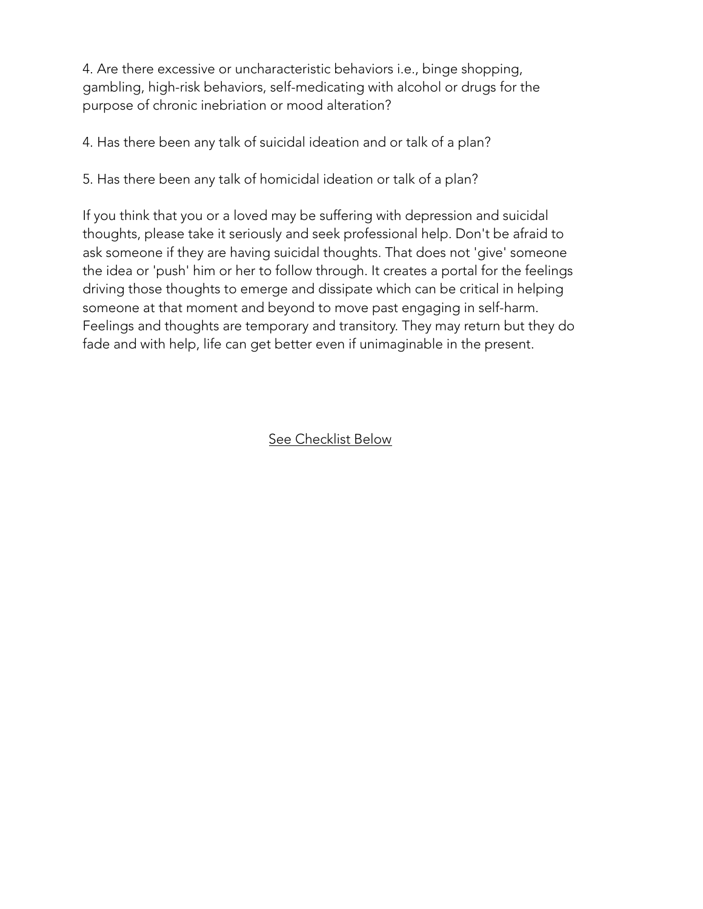4. Are there excessive or uncharacteristic behaviors i.e., binge shopping, gambling, high-risk behaviors, self-medicating with alcohol or drugs for the purpose of chronic inebriation or mood alteration?

4. Has there been any talk of suicidal ideation and or talk of a plan?

5. Has there been any talk of homicidal ideation or talk of a plan?

If you think that you or a loved may be suffering with depression and suicidal thoughts, please take it seriously and seek professional help. Don't be afraid to ask someone if they are having suicidal thoughts. That does not 'give' someone the idea or 'push' him or her to follow through. It creates a portal for the feelings driving those thoughts to emerge and dissipate which can be critical in helping someone at that moment and beyond to move past engaging in self-harm. Feelings and thoughts are temporary and transitory. They may return but they do fade and with help, life can get better even if unimaginable in the present.

<u>See Checklist Below</u>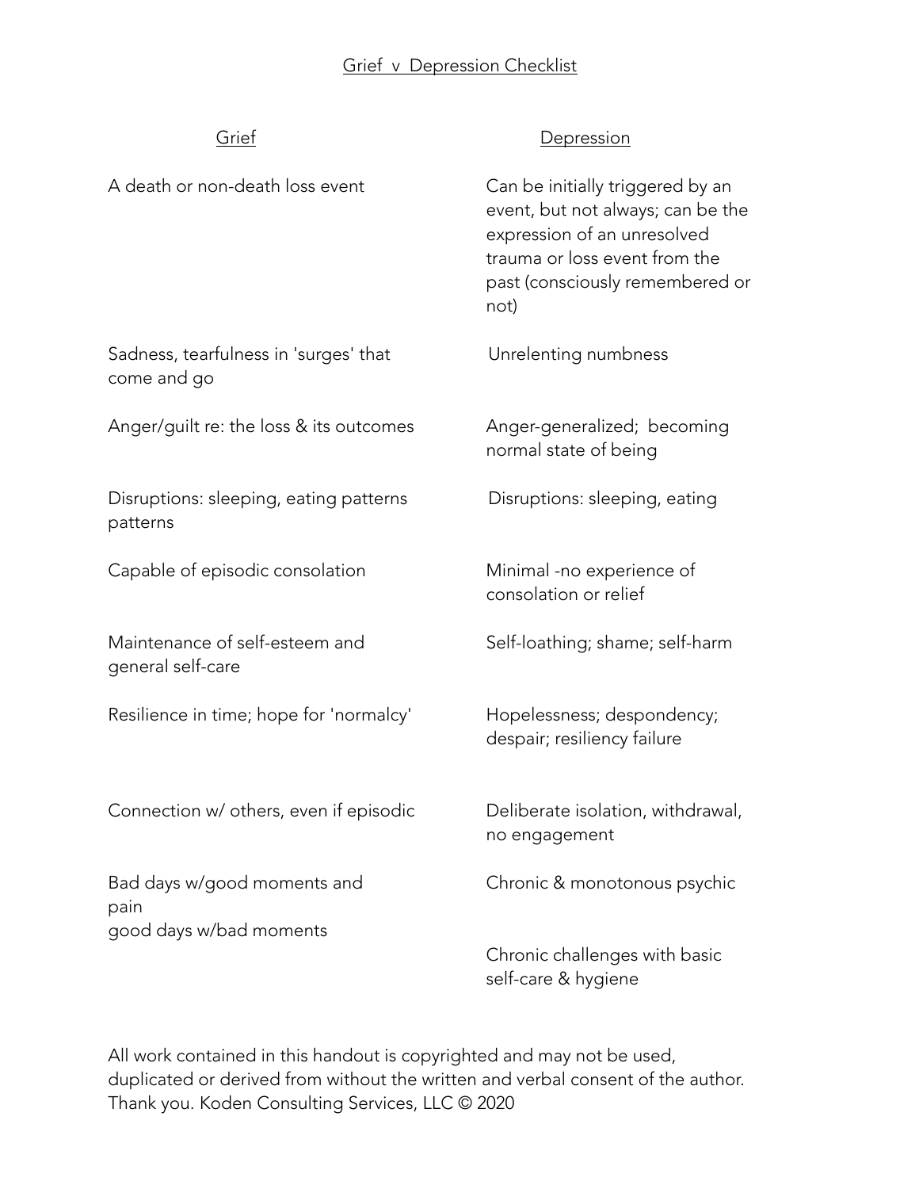# Grief v Depression Checklist

| Grief | Depression |
| --- | --- |
| A death or non-death loss event | Can be initially triggered by an event, but not always; can be the expression of an unresolved trauma or loss event from the past (consciously remembered or not) |
| Sadness, tearfulness in 'surges' that come and go | Unrelenting numbness |
| Anger/guilt re: the loss & its outcomes | Anger-generalized; becoming normal state of being |
| Disruptions: sleeping, eating patterns patterns | Disruptions: sleeping, eating |
| Capable of episodic consolation | Minimal -no experience of consolation or relief |
| Maintenance of self-esteem and general self-care | Self-loathing; shame; self-harm |
| Resilience in time; hope for 'normalcy' | Hopelessness; despondency; despair; resiliency failure |
| Connection w/ others, even if episodic | Deliberate isolation, withdrawal, no engagement |
| Bad days w/good moments and pain good days w/bad moments | Chronic & monotonous psychic |
| | Chronic challenges with basic self-care & hygiene |

All work contained in this handout is copyrighted and may not be used, duplicated or derived from without the written and verbal consent of the author. Thank you. Koden Consulting Services, LLC © 2020